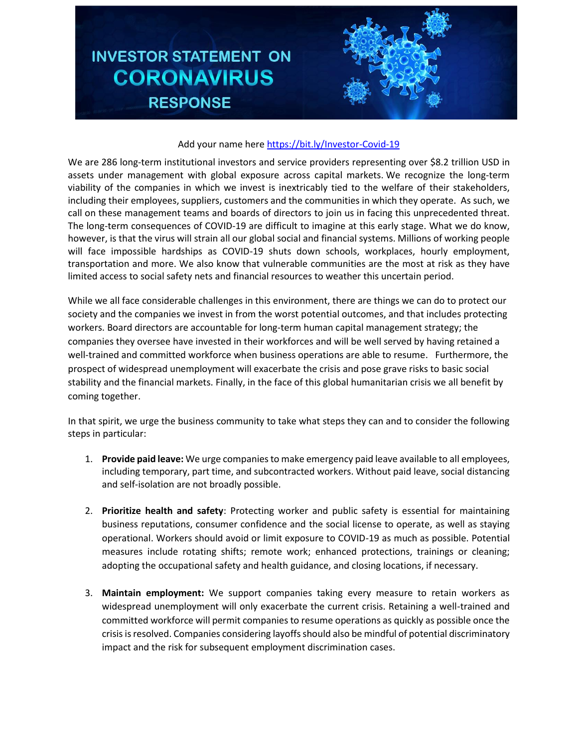# INVESTOR STATEMENT ON CORONAVIRUS RESPONSE

Add your name here https://bit.ly/Investor-Covid-19

We are 286 long-term institutional investors and service providers representing over $8.2 trillion USD in assets under management with global exposure across capital markets. We recognize the long-term viability of the companies in which we invest is inextricably tied to the welfare of their stakeholders, including their employees, suppliers, customers and the communities in which they operate. As such, we call on these management teams and boards of directors to join us in facing this unprecedented threat. The long-term consequences of COVID-19 are difficult to imagine at this early stage. What we do know, however, is that the virus will strain all our global social and financial systems. Millions of working people will face impossible hardships as COVID-19 shuts down schools, workplaces, hourly employment, transportation and more. We also know that vulnerable communities are the most at risk as they have limited access to social safety nets and financial resources to weather this uncertain period.

While we all face considerable challenges in this environment, there are things we can do to protect our society and the companies we invest in from the worst potential outcomes, and that includes protecting workers. Board directors are accountable for long-term human capital management strategy; the companies they oversee have invested in their workforces and will be well served by having retained a well-trained and committed workforce when business operations are able to resume. Furthermore, the prospect of widespread unemployment will exacerbate the crisis and pose grave risks to basic social stability and the financial markets. Finally, in the face of this global humanitarian crisis we all benefit by coming together.

In that spirit, we urge the business community to take what steps they can and to consider the following steps in particular:

1. **Provide paid leave:** We urge companies to make emergency paid leave available to all employees, including temporary, part time, and subcontracted workers. Without paid leave, social distancing and self-isolation are not broadly possible.

2. **Prioritize health and safety**: Protecting worker and public safety is essential for maintaining business reputations, consumer confidence and the social license to operate, as well as staying operational. Workers should avoid or limit exposure to COVID-19 as much as possible. Potential measures include rotating shifts; remote work; enhanced protections, trainings or cleaning; adopting the occupational safety and health guidance, and closing locations, if necessary.

3. **Maintain employment:** We support companies taking every measure to retain workers as widespread unemployment will only exacerbate the current crisis. Retaining a well-trained and committed workforce will permit companies to resume operations as quickly as possible once the crisis is resolved. Companies considering layoffs should also be mindful of potential discriminatory impact and the risk for subsequent employment discrimination cases.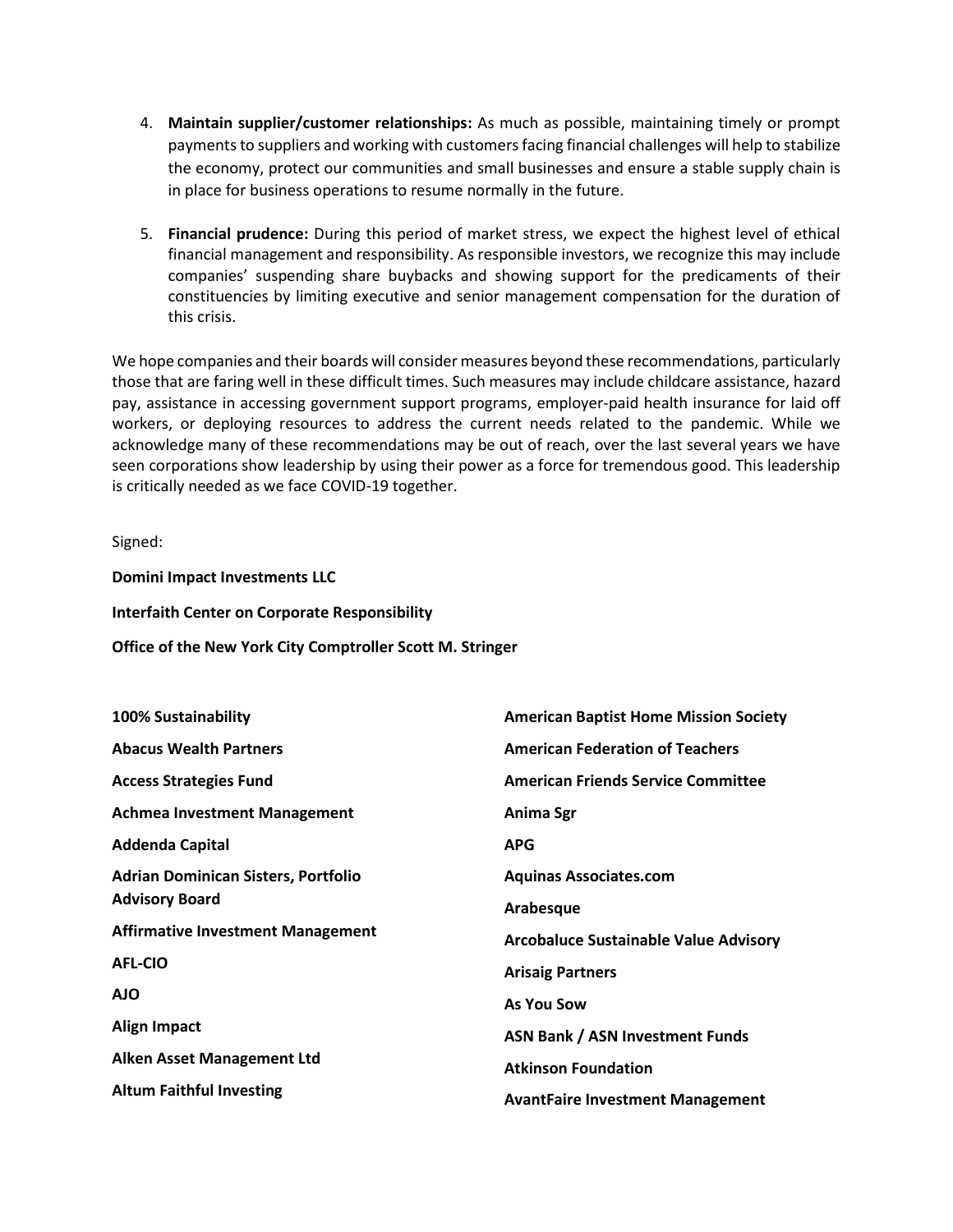4. **Maintain supplier/customer relationships:** As much as possible, maintaining timely or prompt payments to suppliers and working with customers facing financial challenges will help to stabilize the economy, protect our communities and small businesses and ensure a stable supply chain is in place for business operations to resume normally in the future.

5. **Financial prudence:** During this period of market stress, we expect the highest level of ethical financial management and responsibility. As responsible investors, we recognize this may include companies' suspending share buybacks and showing support for the predicaments of their constituencies by limiting executive and senior management compensation for the duration of this crisis.

We hope companies and their boards will consider measures beyond these recommendations, particularly those that are faring well in these difficult times. Such measures may include childcare assistance, hazard pay, assistance in accessing government support programs, employer-paid health insurance for laid off workers, or deploying resources to address the current needs related to the pandemic. While we acknowledge many of these recommendations may be out of reach, over the last several years we have seen corporations show leadership by using their power as a force for tremendous good. This leadership is critically needed as we face COVID-19 together.

Signed:

**Domini Impact Investments LLC**

**Interfaith Center on Corporate Responsibility**

**Office of the New York City Comptroller Scott M. Stringer**

**100% Sustainability**

**Abacus Wealth Partners**

**Access Strategies Fund**

**Achmea Investment Management**

**Addenda Capital**

**Adrian Dominican Sisters, Portfolio Advisory Board**

**Affirmative Investment Management**

**AFL-CIO**

**AJO**

**Align Impact**

**Alken Asset Management Ltd**

**Altum Faithful Investing**

**American Baptist Home Mission Society**

**American Federation of Teachers**

**American Friends Service Committee**

**Anima Sgr**

**APG**

**Aquinas Associates.com**

**Arabesque**

**Arcobaluce Sustainable Value Advisory**

**Arisaig Partners**

**As You Sow**

**ASN Bank / ASN Investment Funds**

**Atkinson Foundation**

**AvantFaire Investment Management**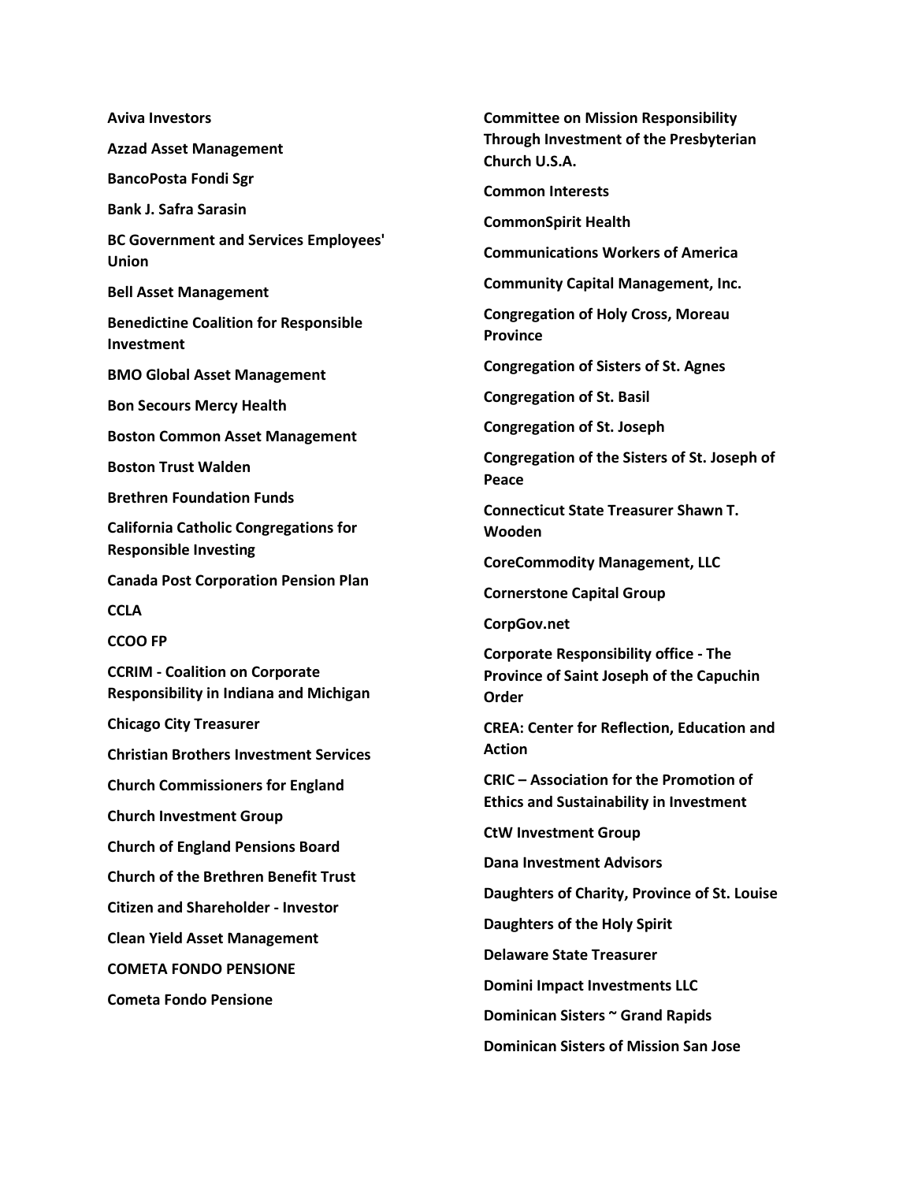**Aviva Investors**

**Azzad Asset Management**

**BancoPosta Fondi Sgr**

**Bank J. Safra Sarasin**

**BC Government and Services Employees' Union**

**Bell Asset Management**

**Benedictine Coalition for Responsible Investment**

**BMO Global Asset Management**

**Bon Secours Mercy Health**

**Boston Common Asset Management**

**Boston Trust Walden**

**Brethren Foundation Funds**

**California Catholic Congregations for Responsible Investing**

**Canada Post Corporation Pension Plan**

**CCLA**

**CCOO FP**

**CCRIM - Coalition on Corporate Responsibility in Indiana and Michigan**

**Chicago City Treasurer**

**Christian Brothers Investment Services**

**Church Commissioners for England**

**Church Investment Group**

**Church of England Pensions Board**

**Church of the Brethren Benefit Trust**

**Citizen and Shareholder - Investor**

**Clean Yield Asset Management**

**COMETA FONDO PENSIONE**

**Cometa Fondo Pensione**

**Committee on Mission Responsibility Through Investment of the Presbyterian Church U.S.A.**

**Common Interests**

**CommonSpirit Health**

**Communications Workers of America**

**Community Capital Management, Inc.**

**Congregation of Holy Cross, Moreau Province**

**Congregation of Sisters of St. Agnes**

**Congregation of St. Basil**

**Congregation of St. Joseph**

**Congregation of the Sisters of St. Joseph of Peace**

**Connecticut State Treasurer Shawn T. Wooden**

**CoreCommodity Management, LLC**

**Cornerstone Capital Group**

**CorpGov.net**

**Corporate Responsibility office - The Province of Saint Joseph of the Capuchin Order**

**CREA: Center for Reflection, Education and Action**

**CRIC – Association for the Promotion of Ethics and Sustainability in Investment**

**CtW Investment Group**

**Dana Investment Advisors**

**Daughters of Charity, Province of St. Louise**

**Daughters of the Holy Spirit**

**Delaware State Treasurer**

**Domini Impact Investments LLC**

**Dominican Sisters ~ Grand Rapids**

**Dominican Sisters of Mission San Jose**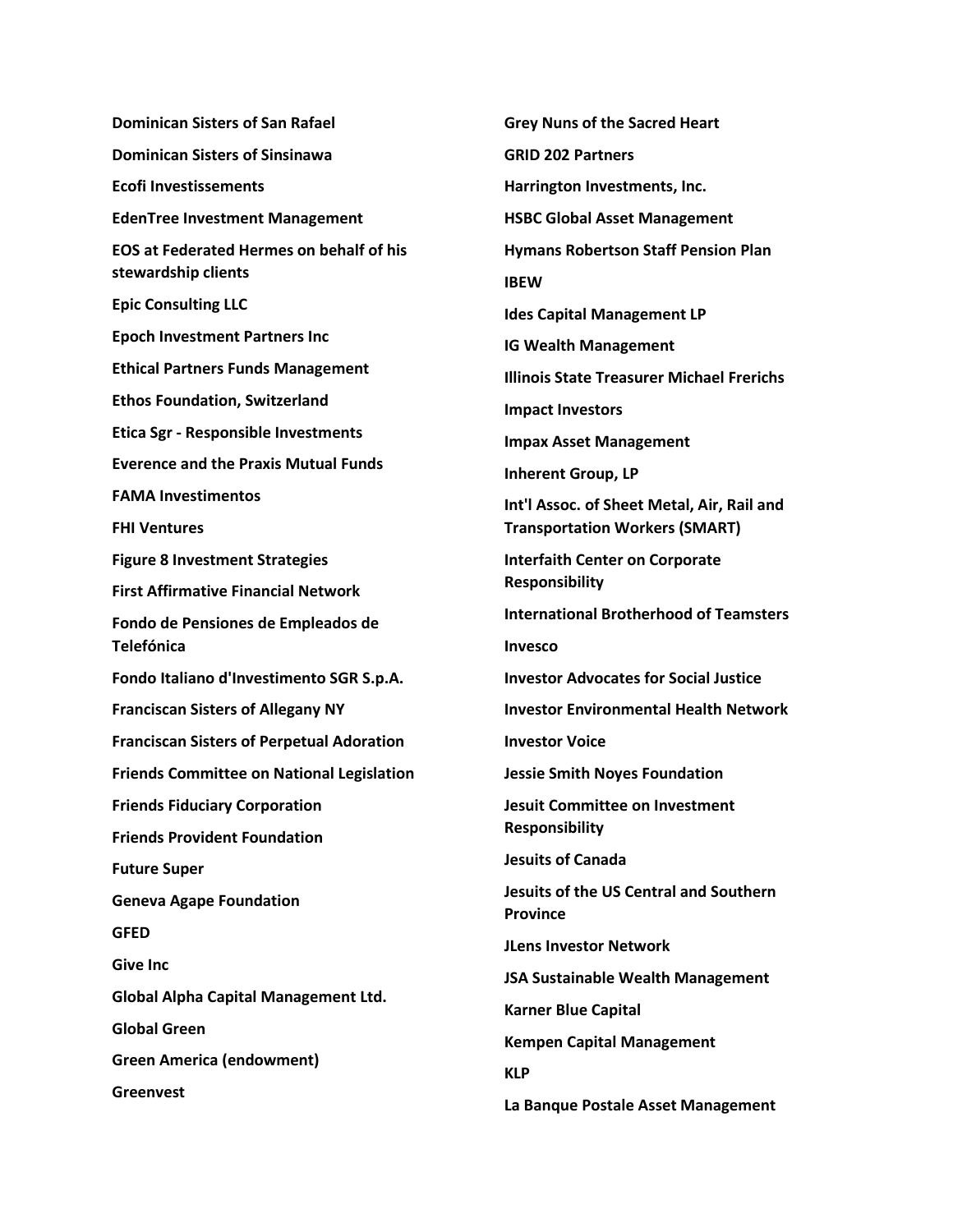**Dominican Sisters of San Rafael**

**Dominican Sisters of Sinsinawa**

**Ecofi Investissements**

**EdenTree Investment Management**

**EOS at Federated Hermes on behalf of his stewardship clients**

**Epic Consulting LLC**

**Epoch Investment Partners Inc**

**Ethical Partners Funds Management**

**Ethos Foundation, Switzerland**

**Etica Sgr - Responsible Investments**

**Everence and the Praxis Mutual Funds**

**FAMA Investimentos**

**FHI Ventures**

**Figure 8 Investment Strategies**

**First Affirmative Financial Network**

**Fondo de Pensiones de Empleados de Telefónica**

**Fondo Italiano d'Investimento SGR S.p.A.**

**Franciscan Sisters of Allegany NY**

**Franciscan Sisters of Perpetual Adoration**

**Friends Committee on National Legislation**

**Friends Fiduciary Corporation**

**Friends Provident Foundation**

**Future Super**

**Geneva Agape Foundation**

**GFED**

**Give Inc**

**Global Alpha Capital Management Ltd.**

**Global Green**

**Green America (endowment)**

**Greenvest**

**Grey Nuns of the Sacred Heart**

**GRID 202 Partners**

**Harrington Investments, Inc.**

**HSBC Global Asset Management**

**Hymans Robertson Staff Pension Plan**

**IBEW**

**Ides Capital Management LP**

**IG Wealth Management**

**Illinois State Treasurer Michael Frerichs**

**Impact Investors**

**Impax Asset Management**

**Inherent Group, LP**

**Int'l Assoc. of Sheet Metal, Air, Rail and Transportation Workers (SMART)**

**Interfaith Center on Corporate Responsibility**

**International Brotherhood of Teamsters**

**Invesco**

**Investor Advocates for Social Justice**

**Investor Environmental Health Network**

**Investor Voice**

**Jessie Smith Noyes Foundation**

**Jesuit Committee on Investment Responsibility**

**Jesuits of Canada**

**Jesuits of the US Central and Southern Province**

**JLens Investor Network**

**JSA Sustainable Wealth Management**

**Karner Blue Capital**

**Kempen Capital Management**

**KLP**

**La Banque Postale Asset Management**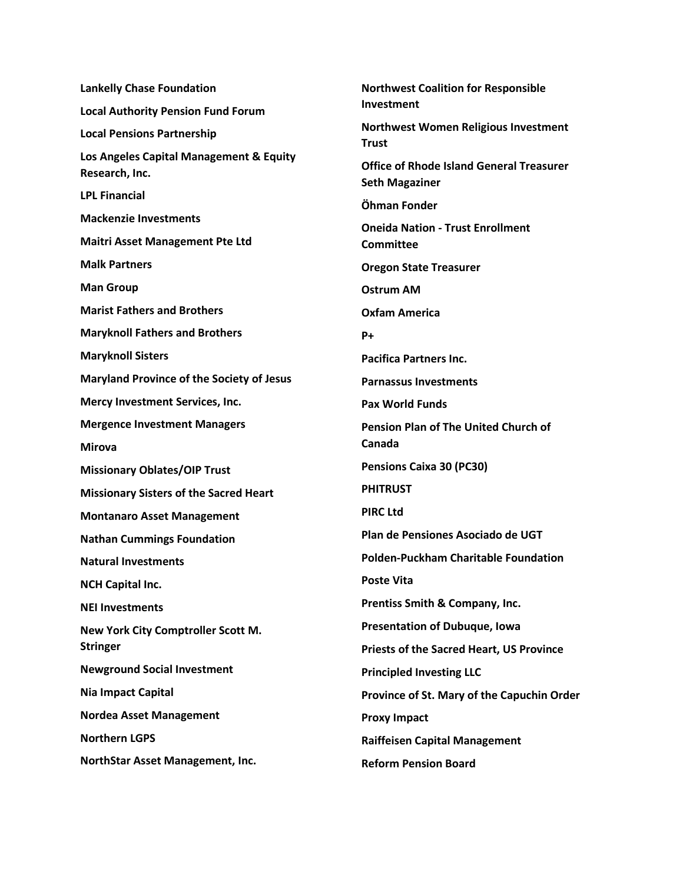**Lankelly Chase Foundation**

**Local Authority Pension Fund Forum**

**Local Pensions Partnership**

**Los Angeles Capital Management & Equity Research, Inc.**

**LPL Financial**

**Mackenzie Investments**

**Maitri Asset Management Pte Ltd**

**Malk Partners**

**Man Group**

**Marist Fathers and Brothers**

**Maryknoll Fathers and Brothers**

**Maryknoll Sisters**

**Maryland Province of the Society of Jesus**

**Mercy Investment Services, Inc.**

**Mergence Investment Managers**

**Mirova**

**Missionary Oblates/OIP Trust**

**Missionary Sisters of the Sacred Heart**

**Montanaro Asset Management**

**Nathan Cummings Foundation**

**Natural Investments**

**NCH Capital Inc.**

**NEI Investments**

**New York City Comptroller Scott M. Stringer**

**Newground Social Investment**

**Nia Impact Capital**

**Nordea Asset Management**

**Northern LGPS**

**NorthStar Asset Management, Inc.**

**Northwest Coalition for Responsible Investment**

**Northwest Women Religious Investment Trust**

**Office of Rhode Island General Treasurer Seth Magaziner**

**Öhman Fonder**

**Oneida Nation - Trust Enrollment Committee**

**Oregon State Treasurer**

**Ostrum AM**

**Oxfam America**

**P+**

**Pacifica Partners Inc.**

**Parnassus Investments**

**Pax World Funds**

**Pension Plan of The United Church of Canada**

**Pensions Caixa 30 (PC30)**

**PHITRUST**

**PIRC Ltd**

**Plan de Pensiones Asociado de UGT**

**Polden-Puckham Charitable Foundation**

**Poste Vita**

**Prentiss Smith & Company, Inc.**

**Presentation of Dubuque, Iowa**

**Priests of the Sacred Heart, US Province**

**Principled Investing LLC**

**Province of St. Mary of the Capuchin Order**

**Proxy Impact**

**Raiffeisen Capital Management**

**Reform Pension Board**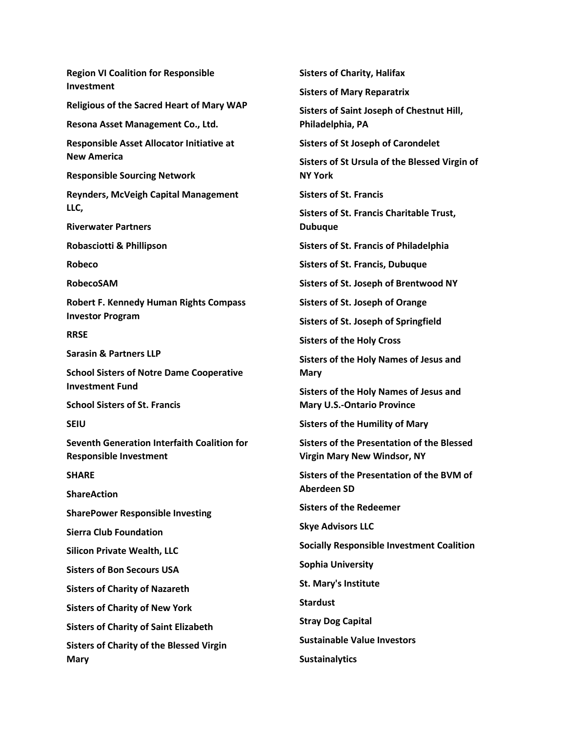**Region VI Coalition for Responsible Investment**

**Religious of the Sacred Heart of Mary WAP**

**Resona Asset Management Co., Ltd.**

**Responsible Asset Allocator Initiative at New America**

**Responsible Sourcing Network**

**Reynders, McVeigh Capital Management LLC,**

**Riverwater Partners**

**Robasciotti & Phillipson**

**Robeco**

**RobecoSAM**

**Robert F. Kennedy Human Rights Compass Investor Program**

**RRSE**

**Sarasin & Partners LLP**

**School Sisters of Notre Dame Cooperative Investment Fund**

**School Sisters of St. Francis**

**SEIU**

**Seventh Generation Interfaith Coalition for Responsible Investment**

**SHARE**

**ShareAction**

**SharePower Responsible Investing**

**Sierra Club Foundation**

**Silicon Private Wealth, LLC**

**Sisters of Bon Secours USA**

**Sisters of Charity of Nazareth**

**Sisters of Charity of New York**

**Sisters of Charity of Saint Elizabeth**

**Sisters of Charity of the Blessed Virgin Mary**

**Sisters of Charity, Halifax**

**Sisters of Mary Reparatrix**

**Sisters of Saint Joseph of Chestnut Hill, Philadelphia, PA**

**Sisters of St Joseph of Carondelet**

**Sisters of St Ursula of the Blessed Virgin of NY York**

**Sisters of St. Francis**

**Sisters of St. Francis Charitable Trust, Dubuque**

**Sisters of St. Francis of Philadelphia**

**Sisters of St. Francis, Dubuque**

**Sisters of St. Joseph of Brentwood NY**

**Sisters of St. Joseph of Orange**

**Sisters of St. Joseph of Springfield**

**Sisters of the Holy Cross**

**Sisters of the Holy Names of Jesus and Mary**

**Sisters of the Holy Names of Jesus and Mary U.S.-Ontario Province**

**Sisters of the Humility of Mary**

**Sisters of the Presentation of the Blessed Virgin Mary New Windsor, NY**

**Sisters of the Presentation of the BVM of Aberdeen SD**

**Sisters of the Redeemer**

**Skye Advisors LLC**

**Socially Responsible Investment Coalition**

**Sophia University**

**St. Mary's Institute**

**Stardust**

**Stray Dog Capital**

**Sustainable Value Investors**

**Sustainalytics**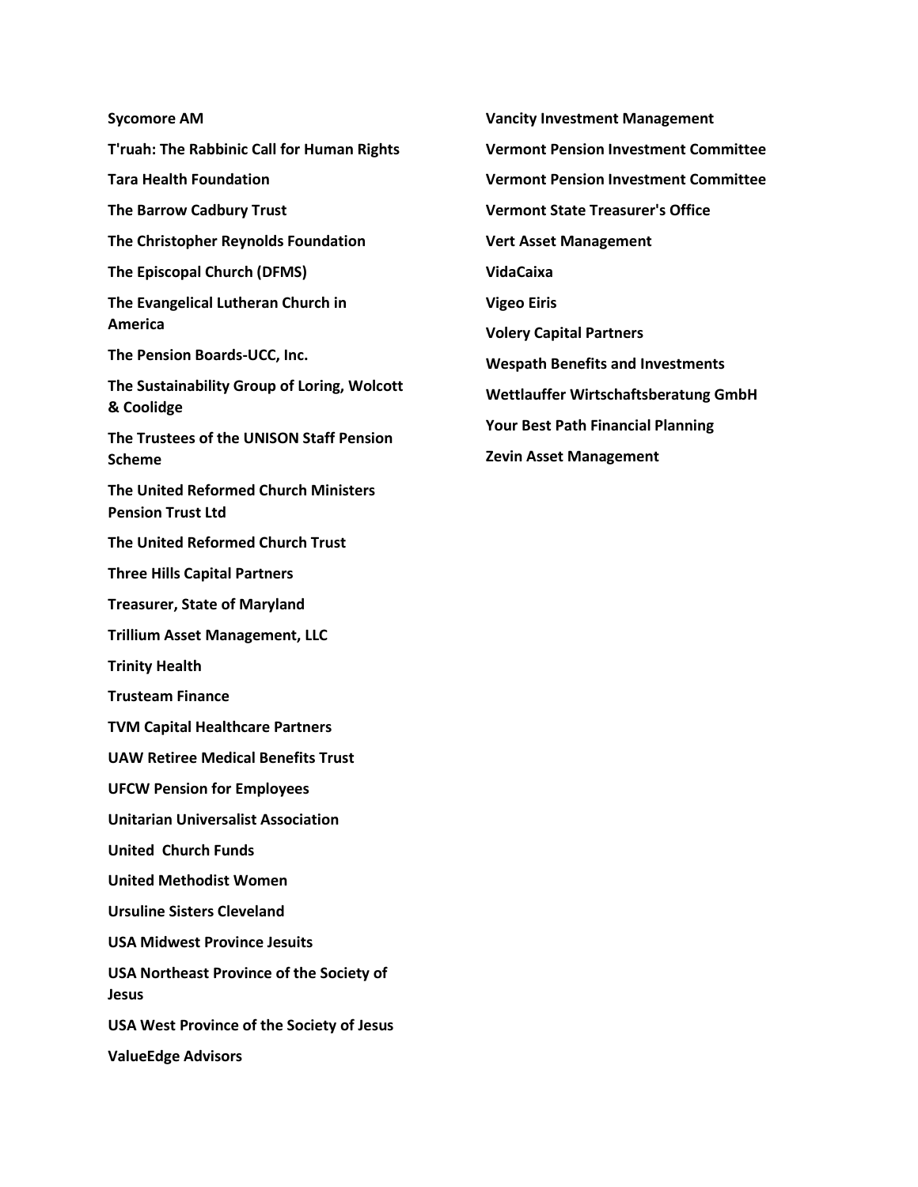**Sycomore AM**

**T'ruah: The Rabbinic Call for Human Rights**

**Tara Health Foundation**

**The Barrow Cadbury Trust**

**The Christopher Reynolds Foundation**

**The Episcopal Church (DFMS)**

**The Evangelical Lutheran Church in America**

**The Pension Boards-UCC, Inc.**

**The Sustainability Group of Loring, Wolcott & Coolidge**

**The Trustees of the UNISON Staff Pension Scheme**

**The United Reformed Church Ministers Pension Trust Ltd**

**The United Reformed Church Trust**

**Three Hills Capital Partners**

**Treasurer, State of Maryland**

**Trillium Asset Management, LLC**

**Trinity Health**

**Trusteam Finance**

**TVM Capital Healthcare Partners**

**UAW Retiree Medical Benefits Trust**

**UFCW Pension for Employees**

**Unitarian Universalist Association**

**United Church Funds**

**United Methodist Women**

**Ursuline Sisters Cleveland**

**USA Midwest Province Jesuits**

**USA Northeast Province of the Society of Jesus**

**USA West Province of the Society of Jesus**

**ValueEdge Advisors**

**Vancity Investment Management**

**Vermont Pension Investment Committee**

**Vermont Pension Investment Committee**

**Vermont State Treasurer's Office**

**Vert Asset Management**

**VidaCaixa**

**Vigeo Eiris**

**Volery Capital Partners**

**Wespath Benefits and Investments**

**Wettlauffer Wirtschaftsberatung GmbH**

**Your Best Path Financial Planning**

**Zevin Asset Management**